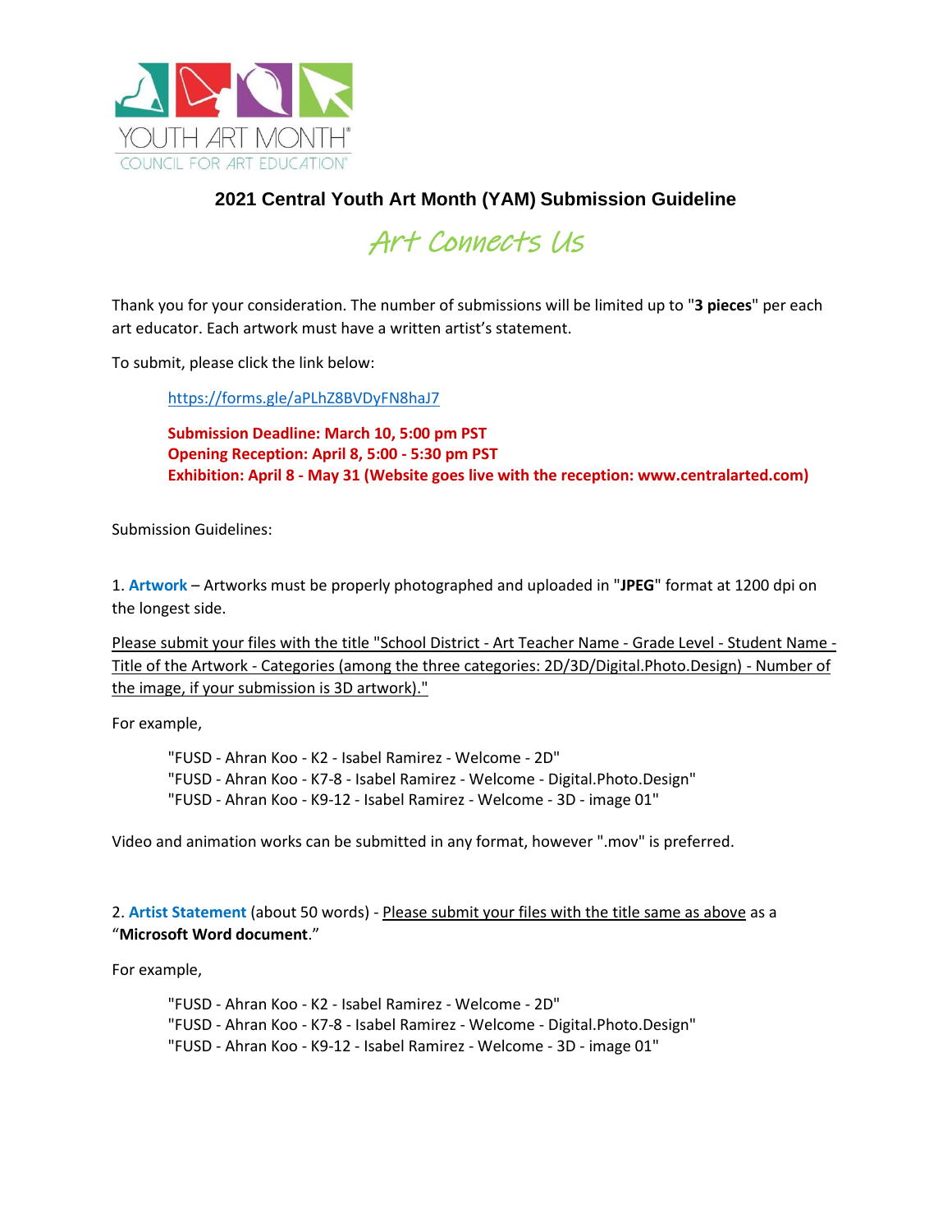YOUTH ART MONTH®
COUNCIL FOR ART EDUCATION®

## 2021 Central Youth Art Month (YAM) Submission Guideline

*Art Connects Us*

Thank you for your consideration. The number of submissions will be limited up to "**3 pieces**" per each art educator. Each artwork must have a written artist's statement.

To submit, please click the link below:

https://forms.gle/aPLhZ8BVDyFN8haJ7

**Submission Deadline: March 10, 5:00 pm PST**
**Opening Reception: April 8, 5:00 - 5:30 pm PST**
**Exhibition: April 8 - May 31 (Website goes live with the reception: www.centralarted.com)**

Submission Guidelines:

1. **Artwork** – Artworks must be properly photographed and uploaded in "**JPEG**" format at 1200 dpi on the longest side.

Please submit your files with the title "School District - Art Teacher Name - Grade Level - Student Name - Title of the Artwork - Categories (among the three categories: 2D/3D/Digital.Photo.Design) - Number of the image, if your submission is 3D artwork)."

For example,

"FUSD - Ahran Koo - K2 - Isabel Ramirez - Welcome - 2D"
"FUSD - Ahran Koo - K7-8 - Isabel Ramirez - Welcome - Digital.Photo.Design"
"FUSD - Ahran Koo - K9-12 - Isabel Ramirez - Welcome - 3D - image 01"

Video and animation works can be submitted in any format, however ".mov" is preferred.

2. **Artist Statement** (about 50 words) - Please submit your files with the title same as above as a "**Microsoft Word document**."

For example,

"FUSD - Ahran Koo - K2 - Isabel Ramirez - Welcome - 2D"
"FUSD - Ahran Koo - K7-8 - Isabel Ramirez - Welcome - Digital.Photo.Design"
"FUSD - Ahran Koo - K9-12 - Isabel Ramirez - Welcome - 3D - image 01"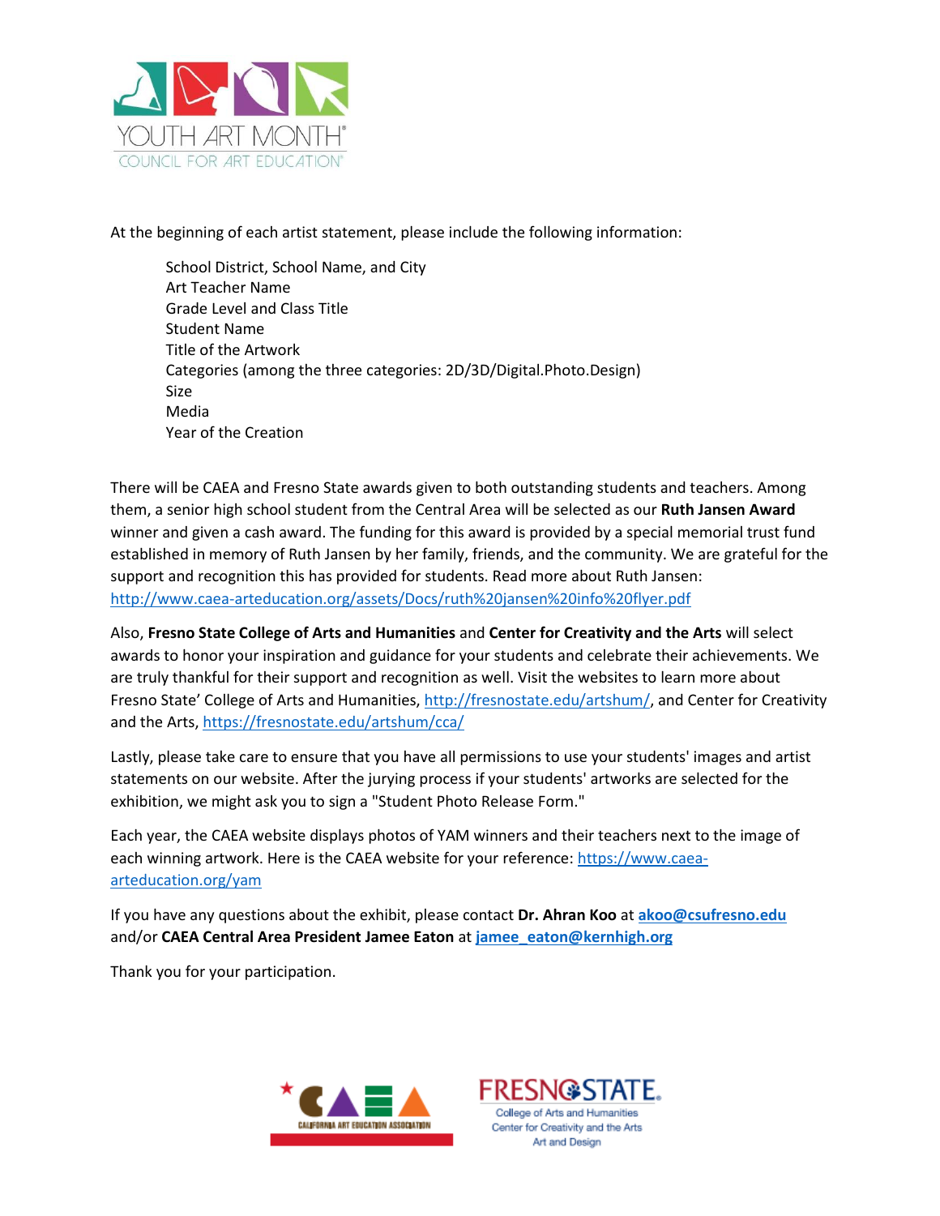At the beginning of each artist statement, please include the following information:

School District, School Name, and City
Art Teacher Name
Grade Level and Class Title
Student Name
Title of the Artwork
Categories (among the three categories: 2D/3D/Digital.Photo.Design)
Size
Media
Year of the Creation

There will be CAEA and Fresno State awards given to both outstanding students and teachers. Among them, a senior high school student from the Central Area will be selected as our **Ruth Jansen Award** winner and given a cash award. The funding for this award is provided by a special memorial trust fund established in memory of Ruth Jansen by her family, friends, and the community. We are grateful for the support and recognition this has provided for students. Read more about Ruth Jansen: http://www.caea-arteducation.org/assets/Docs/ruth%20jansen%20info%20flyer.pdf

Also, **Fresno State College of Arts and Humanities** and **Center for Creativity and the Arts** will select awards to honor your inspiration and guidance for your students and celebrate their achievements. We are truly thankful for their support and recognition as well. Visit the websites to learn more about Fresno State' College of Arts and Humanities, http://fresnostate.edu/artshum/, and Center for Creativity and the Arts, https://fresnostate.edu/artshum/cca/

Lastly, please take care to ensure that you have all permissions to use your students' images and artist statements on our website. After the jurying process if your students' artworks are selected for the exhibition, we might ask you to sign a "Student Photo Release Form."

Each year, the CAEA website displays photos of YAM winners and their teachers next to the image of each winning artwork. Here is the CAEA website for your reference: https://www.caea-arteducation.org/yam

If you have any questions about the exhibit, please contact **Dr. Ahran Koo** at **akoo@csufresno.edu** and/or **CAEA Central Area President Jamee Eaton** at **jamee_eaton@kernhigh.org**

Thank you for your participation.